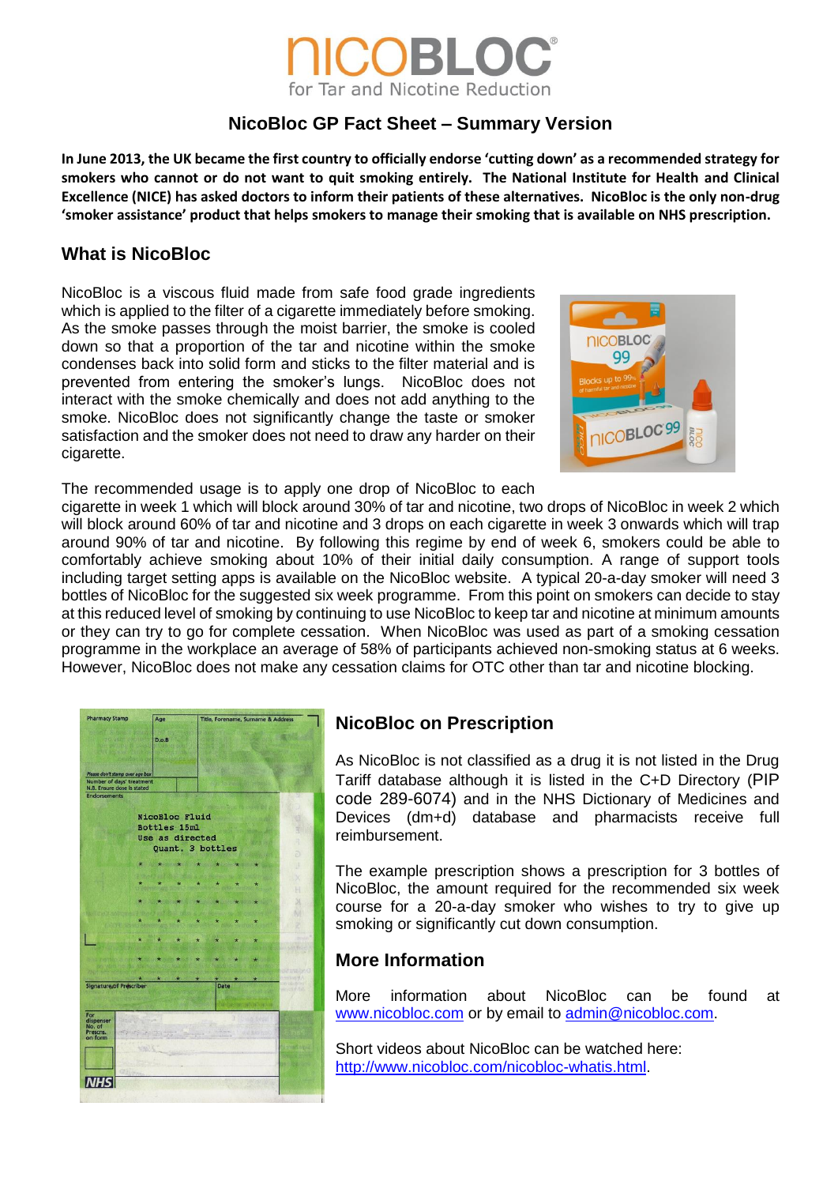# NicoBloc GP Fact Sheet – Summary Version

**In June 2013, the UK became the first country to officially endorse 'cutting down' as a recommended strategy for smokers who cannot or do not want to quit smoking entirely. The National Institute for Health and Clinical Excellence (NICE) has asked doctors to inform their patients of these alternatives. NicoBloc is the only non-drug 'smoker assistance' product that helps smokers to manage their smoking that is available on NHS prescription.**

## What is NicoBloc

NicoBloc is a viscous fluid made from safe food grade ingredients which is applied to the filter of a cigarette immediately before smoking. As the smoke passes through the moist barrier, the smoke is cooled down so that a proportion of the tar and nicotine within the smoke condenses back into solid form and sticks to the filter material and is prevented from entering the smoker's lungs. NicoBloc does not interact with the smoke chemically and does not add anything to the smoke. NicoBloc does not significantly change the taste or smoker satisfaction and the smoker does not need to draw any harder on their cigarette.

The recommended usage is to apply one drop of NicoBloc to each cigarette in week 1 which will block around 30% of tar and nicotine, two drops of NicoBloc in week 2 which will block around 60% of tar and nicotine and 3 drops on each cigarette in week 3 onwards which will trap around 90% of tar and nicotine. By following this regime by end of week 6, smokers could be able to comfortably achieve smoking about 10% of their initial daily consumption. A range of support tools including target setting apps is available on the NicoBloc website. A typical 20-a-day smoker will need 3 bottles of NicoBloc for the suggested six week programme. From this point on smokers can decide to stay at this reduced level of smoking by continuing to use NicoBloc to keep tar and nicotine at minimum amounts or they can try to go for complete cessation. When NicoBloc was used as part of a smoking cessation programme in the workplace an average of 58% of participants achieved non-smoking status at 6 weeks. However, NicoBloc does not make any cessation claims for OTC other than tar and nicotine blocking.

## NicoBloc on Prescription

As NicoBloc is not classified as a drug it is not listed in the Drug Tariff database although it is listed in the C+D Directory (PIP code 289-6074) and in the NHS Dictionary of Medicines and Devices (dm+d) database and pharmacists receive full reimbursement.

The example prescription shows a prescription for 3 bottles of NicoBloc, the amount required for the recommended six week course for a 20-a-day smoker who wishes to try to give up smoking or significantly cut down consumption.

## More Information

More information about NicoBloc can be found at www.nicobloc.com or by email to admin@nicobloc.com.

Short videos about NicoBloc can be watched here: http://www.nicobloc.com/nicobloc-whatis.html.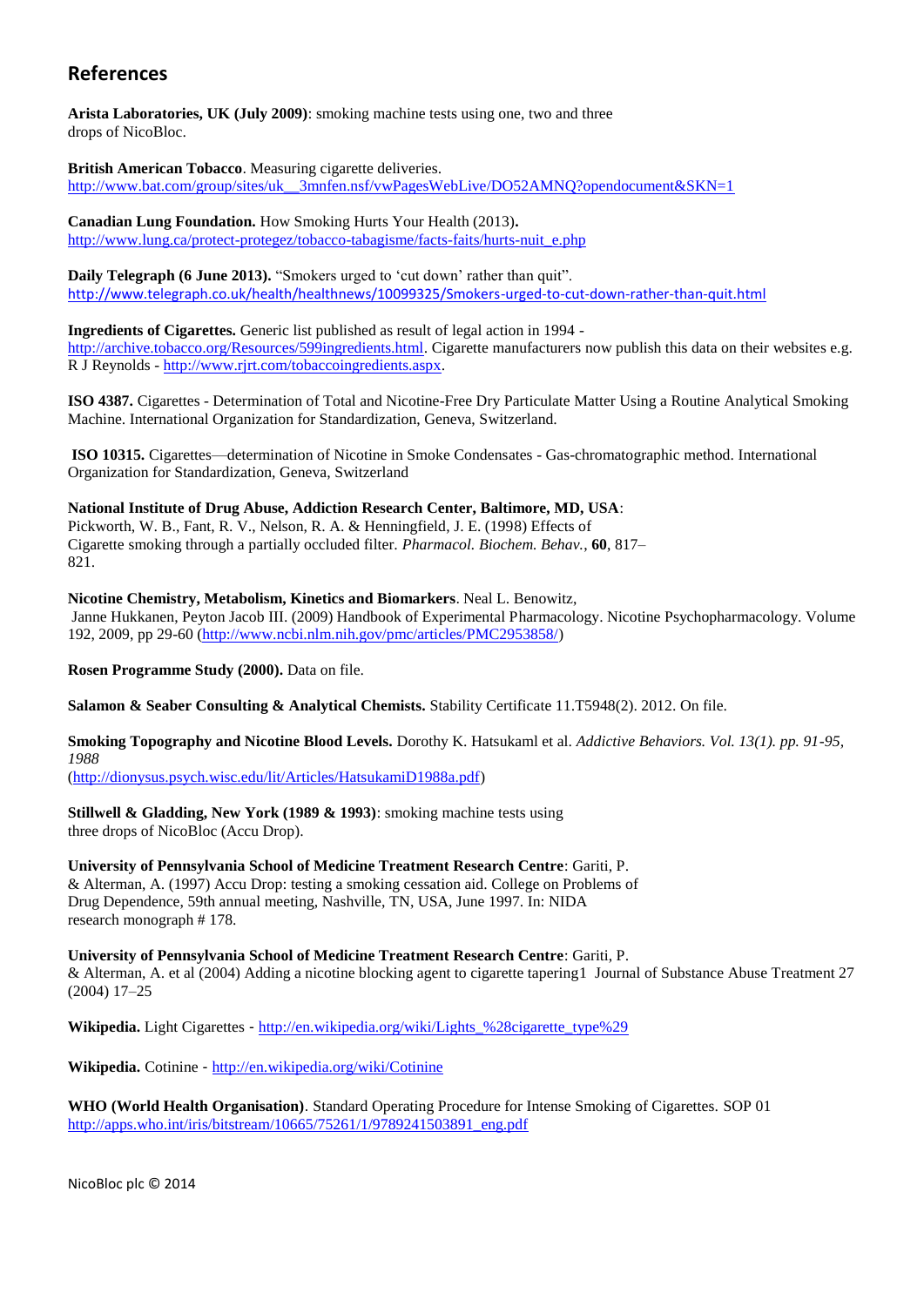## References

**Arista Laboratories, UK (July 2009)**: smoking machine tests using one, two and three drops of NicoBloc.

**British American Tobacco**. Measuring cigarette deliveries. http://www.bat.com/group/sites/uk__3mnfen.nsf/vwPagesWebLive/DO52AMNQ?opendocument&SKN=1

**Canadian Lung Foundation.** How Smoking Hurts Your Health (2013)**.** http://www.lung.ca/protect-protegez/tobacco-tabagisme/facts-faits/hurts-nuit_e.php

**Daily Telegraph (6 June 2013).** "Smokers urged to 'cut down' rather than quit". http://www.telegraph.co.uk/health/healthnews/10099325/Smokers-urged-to-cut-down-rather-than-quit.html

**Ingredients of Cigarettes.** Generic list published as result of legal action in 1994 - http://archive.tobacco.org/Resources/599ingredients.html. Cigarette manufacturers now publish this data on their websites e.g. R J Reynolds - http://www.rjrt.com/tobaccoingredients.aspx.

**ISO 4387.** Cigarettes - Determination of Total and Nicotine-Free Dry Particulate Matter Using a Routine Analytical Smoking Machine. International Organization for Standardization, Geneva, Switzerland.

**ISO 10315.** Cigarettes—determination of Nicotine in Smoke Condensates - Gas-chromatographic method. International Organization for Standardization, Geneva, Switzerland

**National Institute of Drug Abuse, Addiction Research Center, Baltimore, MD, USA**: Pickworth, W. B., Fant, R. V., Nelson, R. A. & Henningfield, J. E. (1998) Effects of Cigarette smoking through a partially occluded filter. *Pharmacol. Biochem. Behav.*, **60**, 817–821.

**Nicotine Chemistry, Metabolism, Kinetics and Biomarkers**. Neal L. Benowitz, Janne Hukkanen, Peyton Jacob III. (2009) Handbook of Experimental Pharmacology. Nicotine Psychopharmacology. Volume 192, 2009, pp 29-60 (http://www.ncbi.nlm.nih.gov/pmc/articles/PMC2953858/)

**Rosen Programme Study (2000).** Data on file.

**Salamon & Seaber Consulting & Analytical Chemists.** Stability Certificate 11.T5948(2). 2012. On file.

**Smoking Topography and Nicotine Blood Levels.** Dorothy K. Hatsukaml et al. *Addictive Behaviors. Vol. 13(1). pp. 91-95, 1988* (http://dionysus.psych.wisc.edu/lit/Articles/HatsukamiD1988a.pdf)

**Stillwell & Gladding, New York (1989 & 1993)**: smoking machine tests using three drops of NicoBloc (Accu Drop).

**University of Pennsylvania School of Medicine Treatment Research Centre**: Gariti, P. & Alterman, A. (1997) Accu Drop: testing a smoking cessation aid. College on Problems of Drug Dependence, 59th annual meeting, Nashville, TN, USA, June 1997. In: NIDA research monograph # 178.

**University of Pennsylvania School of Medicine Treatment Research Centre**: Gariti, P. & Alterman, A. et al (2004) Adding a nicotine blocking agent to cigarette tapering1 Journal of Substance Abuse Treatment 27 (2004) 17–25

**Wikipedia.** Light Cigarettes - http://en.wikipedia.org/wiki/Lights_%28cigarette_type%29

**Wikipedia.** Cotinine - http://en.wikipedia.org/wiki/Cotinine

**WHO (World Health Organisation)**. Standard Operating Procedure for Intense Smoking of Cigarettes. SOP 01 http://apps.who.int/iris/bitstream/10665/75261/1/9789241503891_eng.pdf

NicoBloc plc © 2014